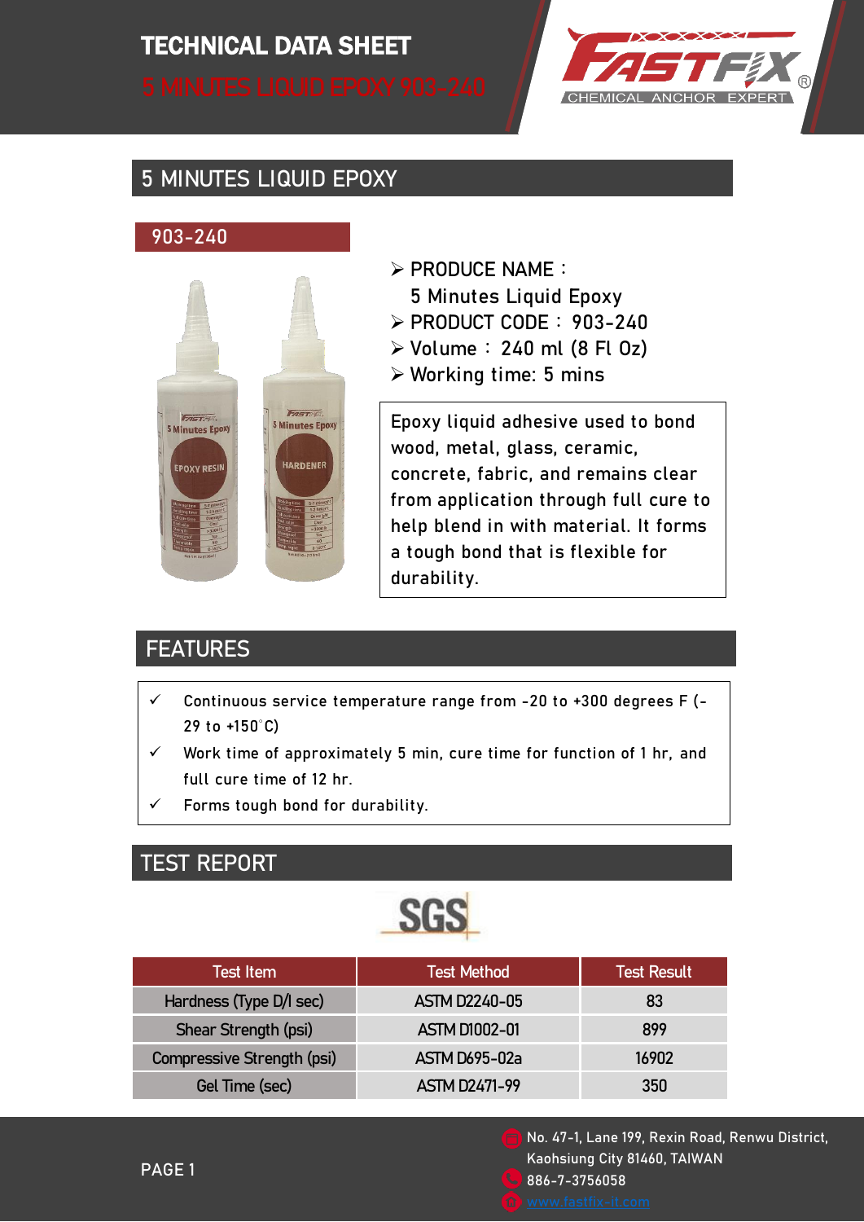# TECHNICAL DATA SHEET

5 MINUTES LIQUID EPOXY 903-240

## 5 MINUTES LIQUID EPOXY

### 903-240

- PRODUCE NAME：
  5 Minutes Liquid Epoxy
- PRODUCT CODE：903-240
- Volume：240 ml (8 Fl Oz)
- Working time: 5 mins

Epoxy liquid adhesive used to bond wood, metal, glass, ceramic, concrete, fabric, and remains clear from application through full cure to help blend in with material. It forms a tough bond that is flexible for durability.

## FEATURES

- ✓ Continuous service temperature range from -20 to +300 degrees F (-29 to +150°C)
- ✓ Work time of approximately 5 min, cure time for function of 1 hr, and full cure time of 12 hr.
- ✓ Forms tough bond for durability.

## TEST REPORT

SGS

| Test Item | Test Method | Test Result |
|---|---|---|
| Hardness (Type D/l sec) | ASTM D2240-05 | 83 |
| Shear Strength (psi) | ASTM D1002-01 | 899 |
| Compressive Strength (psi) | ASTM D695-02a | 16902 |
| Gel Time (sec) | ASTM D2471-99 | 350 |

No. 47-1, Lane 199, Rexin Road, Renwu District, Kaohsiung City 81460, TAIWAN
886-7-3756058
www.fastfix-it.com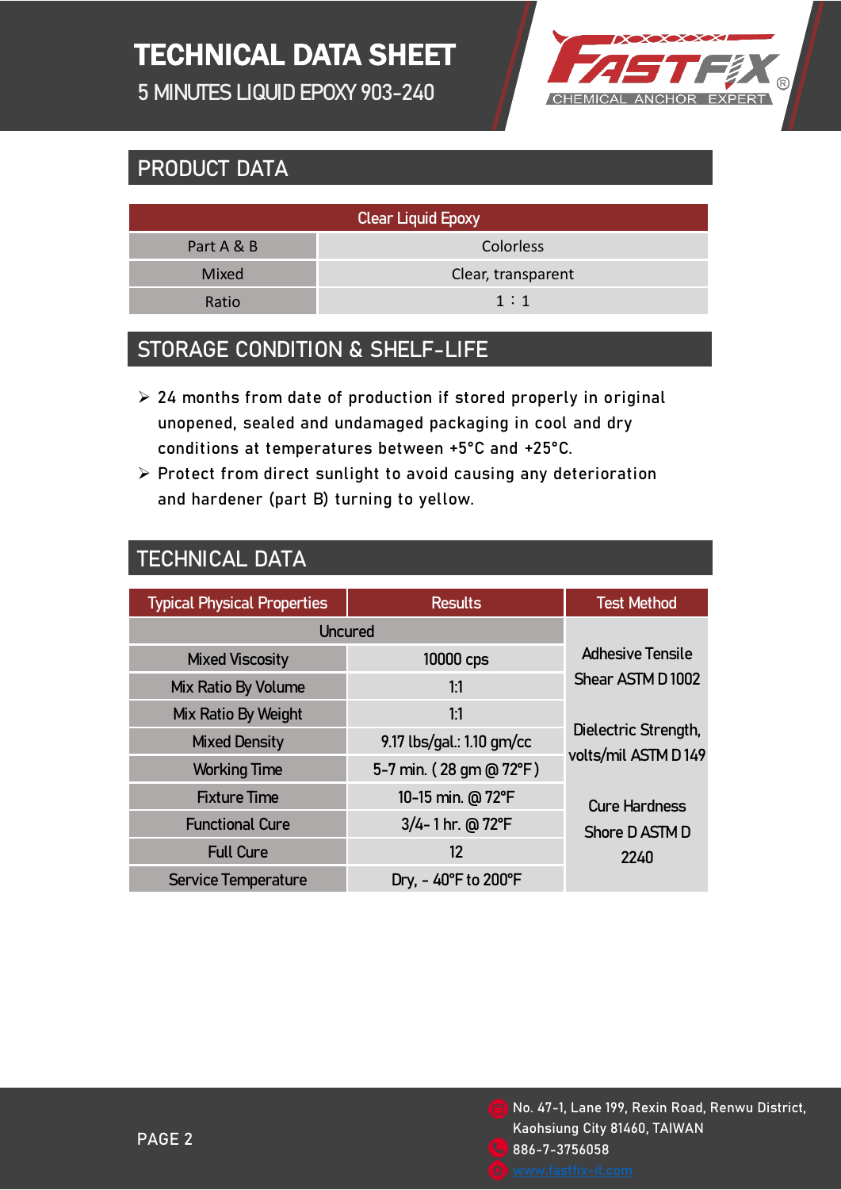# TECHNICAL DATA SHEET

5 MINUTES LIQUID EPOXY 903-240

## PRODUCT DATA

| Clear Liquid Epoxy | |
|---|---|
| Part A & B | Colorless |
| Mixed | Clear, transparent |
| Ratio | 1：1 |

## STORAGE CONDITION & SHELF-LIFE

- 24 months from date of production if stored properly in original unopened, sealed and undamaged packaging in cool and dry conditions at temperatures between +5°C and +25°C.
- Protect from direct sunlight to avoid causing any deterioration and hardener (part B) turning to yellow.

## TECHNICAL DATA

| Typical Physical Properties | Results | Test Method |
|---|---|---|
| Uncured | | Adhesive Tensile Shear ASTM D 1002<br><br>Dielectric Strength, volts/mil ASTM D 149<br><br>Cure Hardness Shore D ASTM D 2240 |
| Mixed Viscosity | 10000 cps | |
| Mix Ratio By Volume | 1:1 | |
| Mix Ratio By Weight | 1:1 | |
| Mixed Density | 9.17 lbs/gal.: 1.10 gm/cc | |
| Working Time | 5-7 min. ( 28 gm @ 72°F ) | |
| Fixture Time | 10-15 min. @ 72°F | |
| Functional Cure | 3/4- 1 hr. @ 72°F | |
| Full Cure | 12 | |
| Service Temperature | Dry, - 40°F to 200°F | |

No. 47-1, Lane 199, Rexin Road, Renwu District, Kaohsiung City 81460, TAIWAN
886-7-3756058
www.fastfix-it.com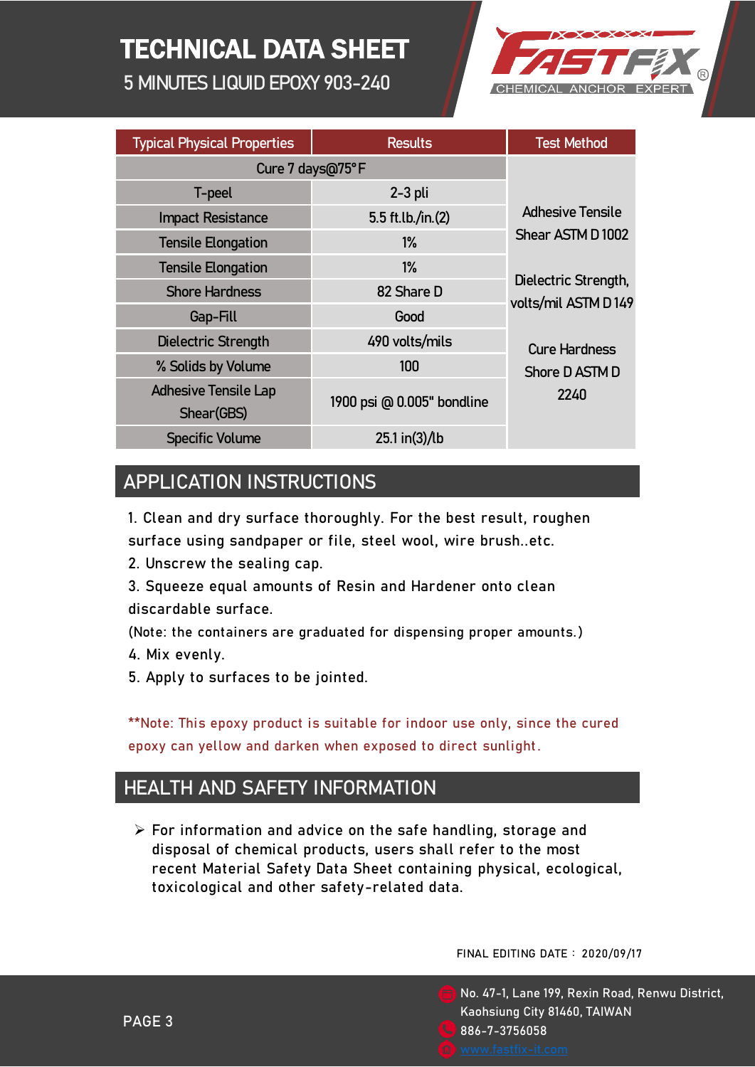# TECHNICAL DATA SHEET

## 5 MINUTES LIQUID EPOXY 903-240

| Typical Physical Properties | Results | Test Method |
|---|---|---|
| Cure 7 days@75°F | | Adhesive Tensile Shear ASTM D 1002<br><br>Dielectric Strength, volts/mil ASTM D 149<br><br>Cure Hardness Shore D ASTM D 2240 |
| T-peel | 2-3 pli | |
| Impact Resistance | 5.5 ft.lb./in.(2) | |
| Tensile Elongation | 1% | |
| Tensile Elongation | 1% | |
| Shore Hardness | 82 Share D | |
| Gap-Fill | Good | |
| Dielectric Strength | 490 volts/mils | |
| % Solids by Volume | 100 | |
| Adhesive Tensile Lap Shear(GBS) | 1900 psi @ 0.005" bondline | |
| Specific Volume | 25.1 in(3)/lb | |

## APPLICATION INSTRUCTIONS

1. Clean and dry surface thoroughly. For the best result, roughen surface using sandpaper or file, steel wool, wire brush..etc.
2. Unscrew the sealing cap.
3. Squeeze equal amounts of Resin and Hardener onto clean discardable surface.

(Note: the containers are graduated for dispensing proper amounts.)

4. Mix evenly.
5. Apply to surfaces to be jointed.

**Note: This epoxy product is suitable for indoor use only, since the cured epoxy can yellow and darken when exposed to direct sunlight.

## HEALTH AND SAFETY INFORMATION

- For information and advice on the safe handling, storage and disposal of chemical products, users shall refer to the most recent Material Safety Data Sheet containing physical, ecological, toxicological and other safety-related data.

FINAL EDITING DATE： 2020/09/17

No. 47-1, Lane 199, Rexin Road, Renwu District, Kaohsiung City 81460, TAIWAN
886-7-3756058
www.fastfix-it.com